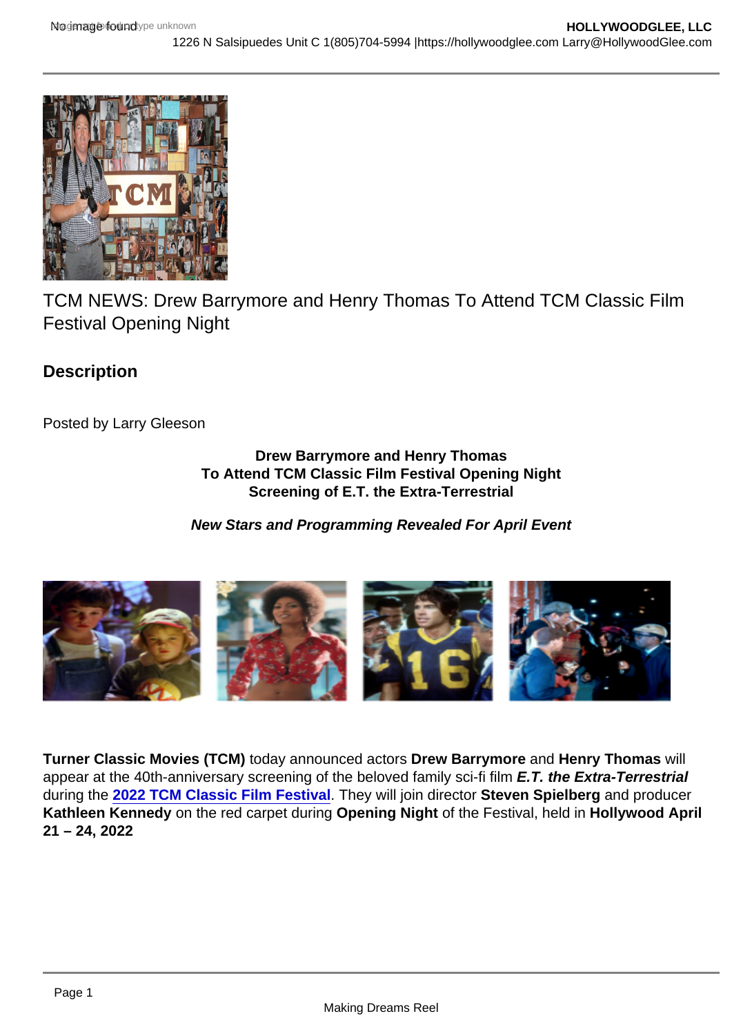# TCM NEWS: Drew Barrymore and Henry Thomas To Attend TCM Classic Film Festival Opening Night

## Description

Posted by Larry Gleeson

**Drew Barrymore and Henry Thomas**
**To Attend TCM Classic Film Festival Opening Night**
**Screening of E.T. the Extra-Terrestrial**

***New Stars and Programming Revealed For April Event***

**Turner Classic Movies (TCM)** today announced actors **Drew Barrymore** and **Henry Thomas** will appear at the 40th-anniversary screening of the beloved family sci-fi film ***E.T. the Extra-Terrestrial*** during the **2022 TCM Classic Film Festival**. They will join director **Steven Spielberg** and producer **Kathleen Kennedy** on the red carpet during **Opening Night** of the Festival, held in **Hollywood April 21 – 24, 2022**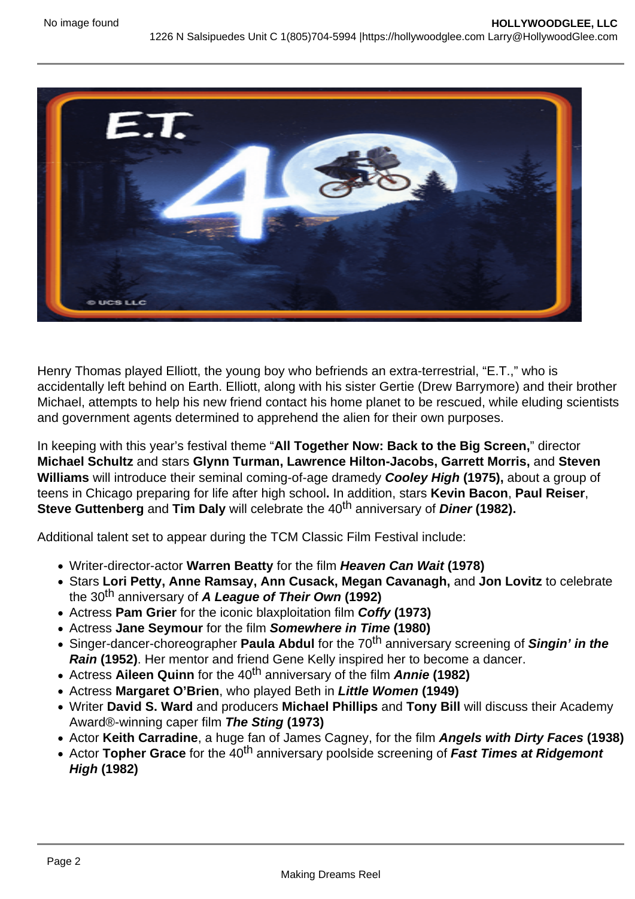Henry Thomas played Elliott, the young boy who befriends an extra-terrestrial, "E.T.," who is accidentally left behind on Earth. Elliott, along with his sister Gertie (Drew Barrymore) and their brother Michael, attempts to help his new friend contact his home planet to be rescued, while eluding scientists and government agents determined to apprehend the alien for their own purposes.

In keeping with this year's festival theme "**All Together Now: Back to the Big Screen,**" director **Michael Schultz** and stars **Glynn Turman, Lawrence Hilton-Jacobs, Garrett Morris,** and **Steven Williams** will introduce their seminal coming-of-age dramedy ***Cooley High*** **(1975),** about a group of teens in Chicago preparing for life after high school**.** In addition, stars **Kevin Bacon**, **Paul Reiser**, **Steve Guttenberg** and **Tim Daly** will celebrate the 40th anniversary of ***Diner*** **(1982).**

Additional talent set to appear during the TCM Classic Film Festival include:

- Writer-director-actor **Warren Beatty** for the film ***Heaven Can Wait*** **(1978)**
- Stars **Lori Petty, Anne Ramsay, Ann Cusack, Megan Cavanagh,** and **Jon Lovitz** to celebrate the 30th anniversary of ***A League of Their Own*** **(1992)**
- Actress **Pam Grier** for the iconic blaxploitation film ***Coffy*** **(1973)**
- Actress **Jane Seymour** for the film ***Somewhere in Time*** **(1980)**
- Singer-dancer-choreographer **Paula Abdul** for the 70th anniversary screening of ***Singin' in the Rain*** **(1952)**. Her mentor and friend Gene Kelly inspired her to become a dancer.
- Actress **Aileen Quinn** for the 40th anniversary of the film ***Annie*** **(1982)**
- Actress **Margaret O'Brien**, who played Beth in ***Little Women*** **(1949)**
- Writer **David S. Ward** and producers **Michael Phillips** and **Tony Bill** will discuss their Academy Award®-winning caper film ***The Sting*** **(1973)**
- Actor **Keith Carradine**, a huge fan of James Cagney, for the film ***Angels with Dirty Faces*** **(1938)**
- Actor **Topher Grace** for the 40th anniversary poolside screening of ***Fast Times at Ridgemont High*** **(1982)**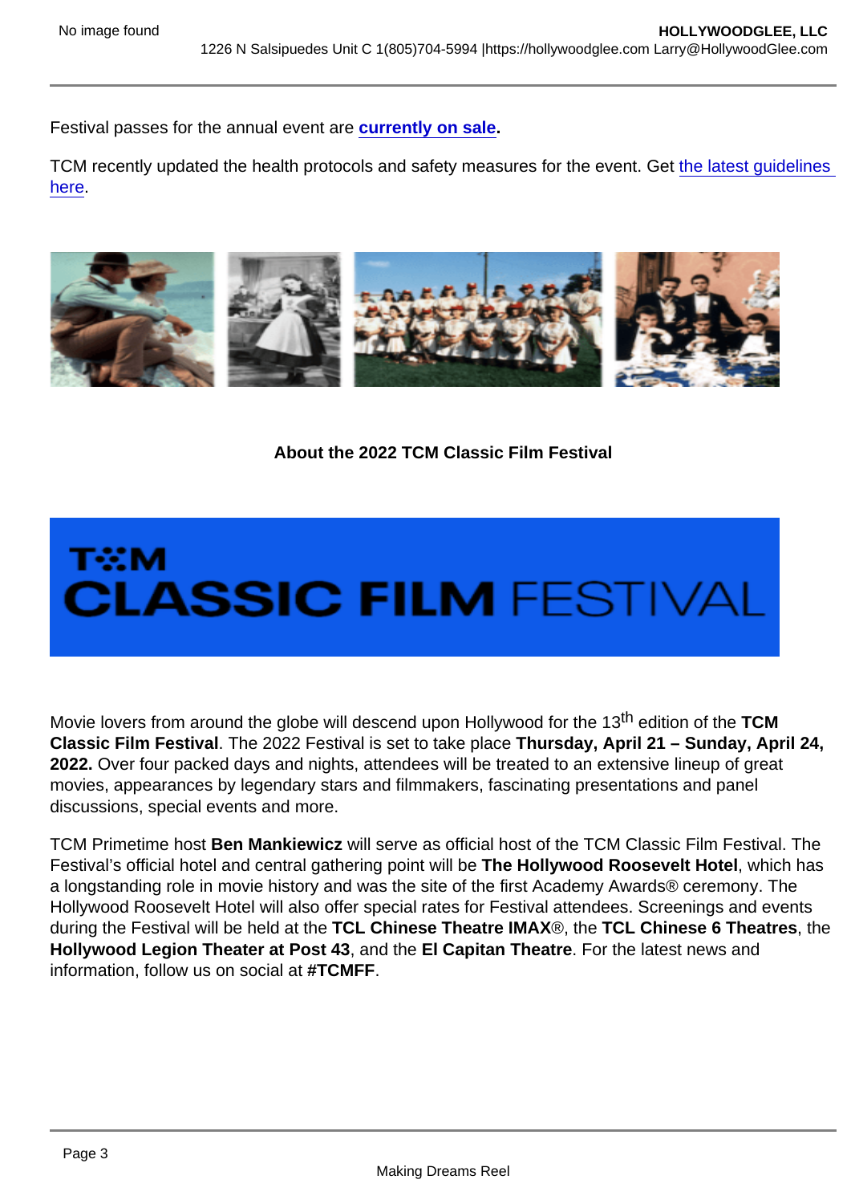Festival passes for the annual event are **currently on sale**.

TCM recently updated the health protocols and safety measures for the event. Get the latest guidelines here.

**About the 2022 TCM Classic Film Festival**

Movie lovers from around the globe will descend upon Hollywood for the 13th edition of the **TCM Classic Film Festival**. The 2022 Festival is set to take place **Thursday, April 21 – Sunday, April 24, 2022.** Over four packed days and nights, attendees will be treated to an extensive lineup of great movies, appearances by legendary stars and filmmakers, fascinating presentations and panel discussions, special events and more.

TCM Primetime host **Ben Mankiewicz** will serve as official host of the TCM Classic Film Festival. The Festival's official hotel and central gathering point will be **The Hollywood Roosevelt Hotel**, which has a longstanding role in movie history and was the site of the first Academy Awards® ceremony. The Hollywood Roosevelt Hotel will also offer special rates for Festival attendees. Screenings and events during the Festival will be held at the **TCL Chinese Theatre IMAX**®, the **TCL Chinese 6 Theatres**, the **Hollywood Legion Theater at Post 43**, and the **El Capitan Theatre**. For the latest news and information, follow us on social at **#TCMFF**.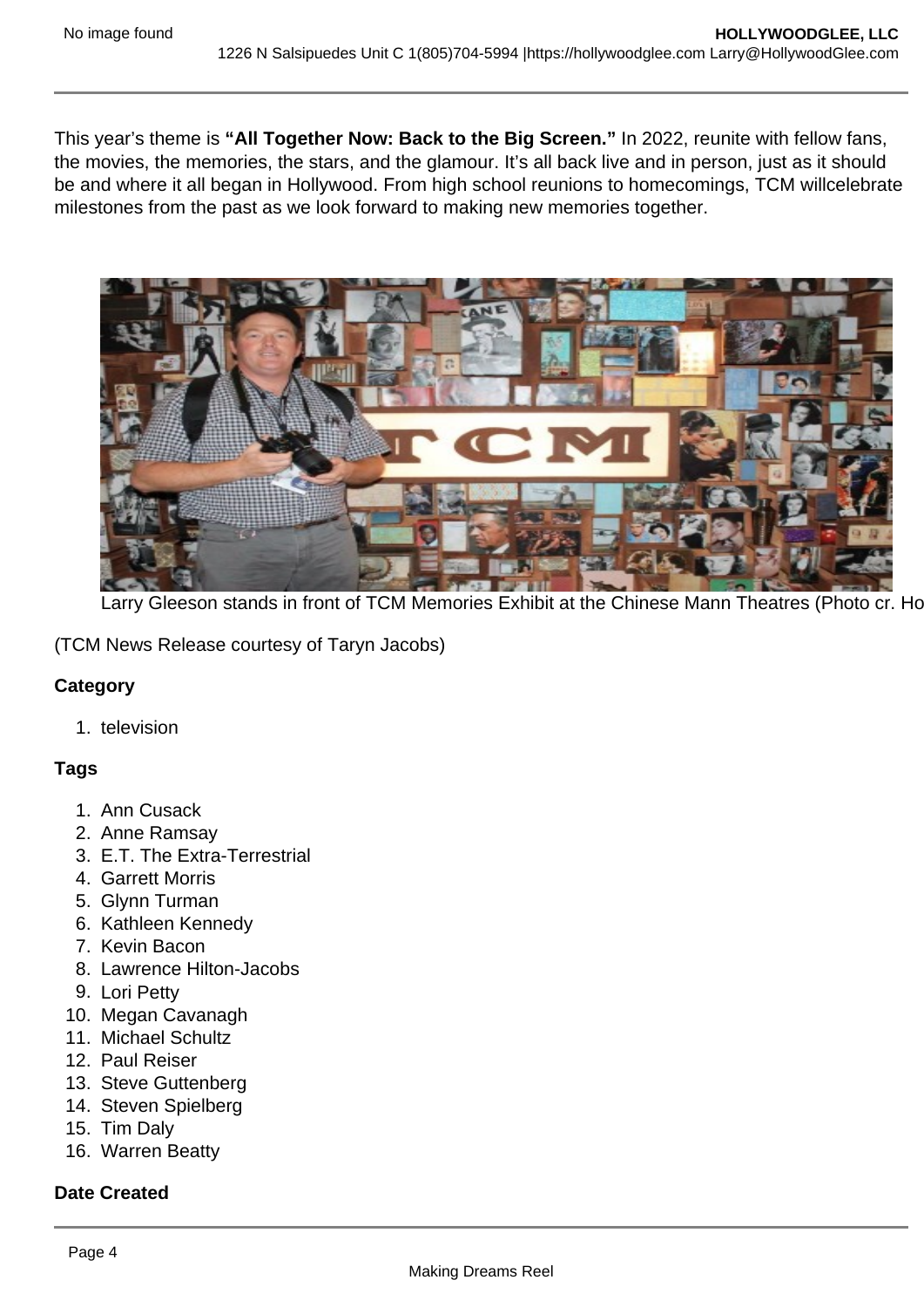This year's theme is **"All Together Now: Back to the Big Screen."** In 2022, reunite with fellow fans, the movies, the memories, the stars, and the glamour. It's all back live and in person, just as it should be and where it all began in Hollywood. From high school reunions to homecomings, TCM willcelebrate milestones from the past as we look forward to making new memories together.

Larry Gleeson stands in front of TCM Memories Exhibit at the Chinese Mann Theatres (Photo cr. Ho

(TCM News Release courtesy of Taryn Jacobs)

**Category**

1. television

**Tags**

1. Ann Cusack
2. Anne Ramsay
3. E.T. The Extra-Terrestrial
4. Garrett Morris
5. Glynn Turman
6. Kathleen Kennedy
7. Kevin Bacon
8. Lawrence Hilton-Jacobs
9. Lori Petty
10. Megan Cavanagh
11. Michael Schultz
12. Paul Reiser
13. Steve Guttenberg
14. Steven Spielberg
15. Tim Daly
16. Warren Beatty

**Date Created**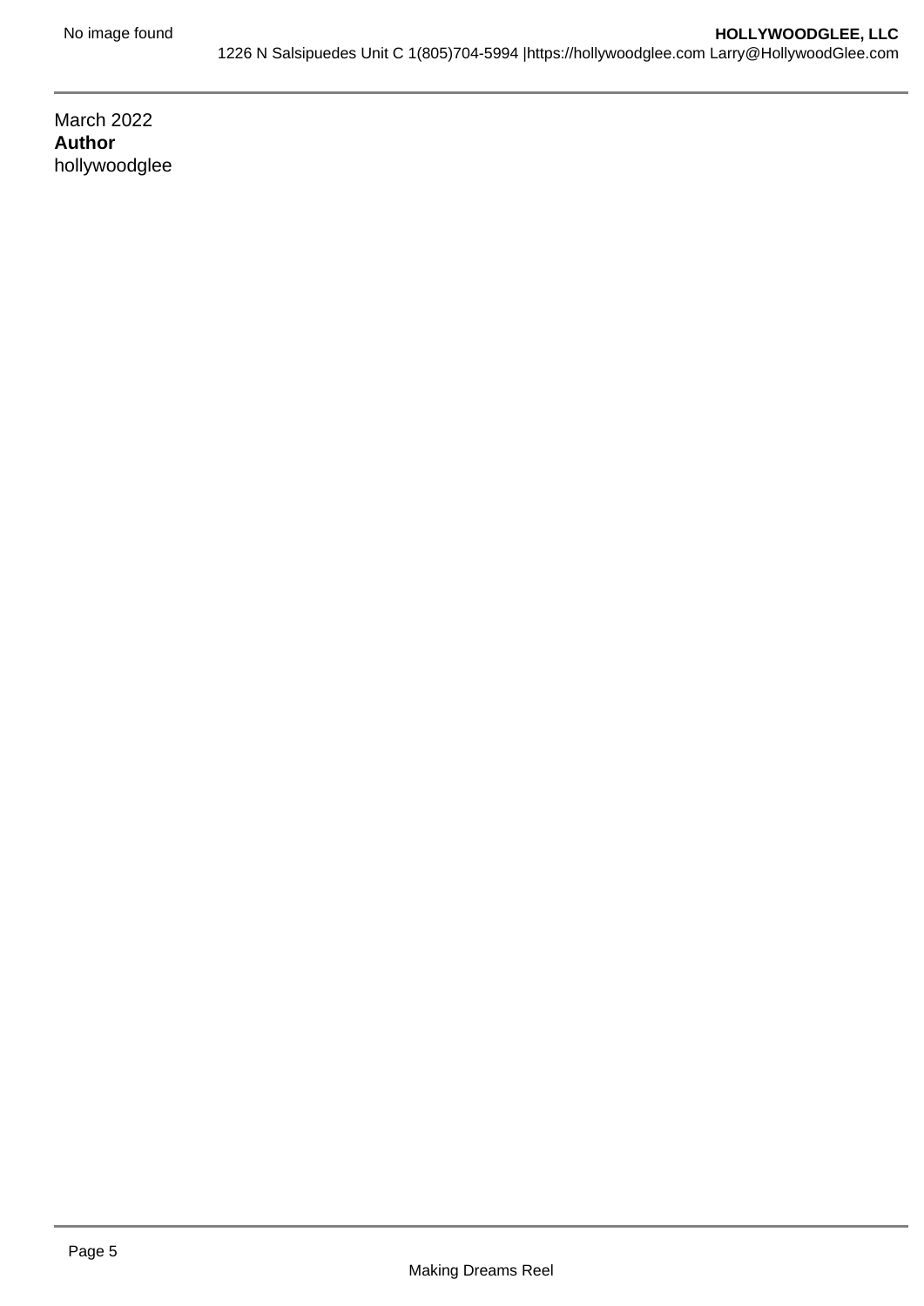March 2022
**Author**
hollywoodglee